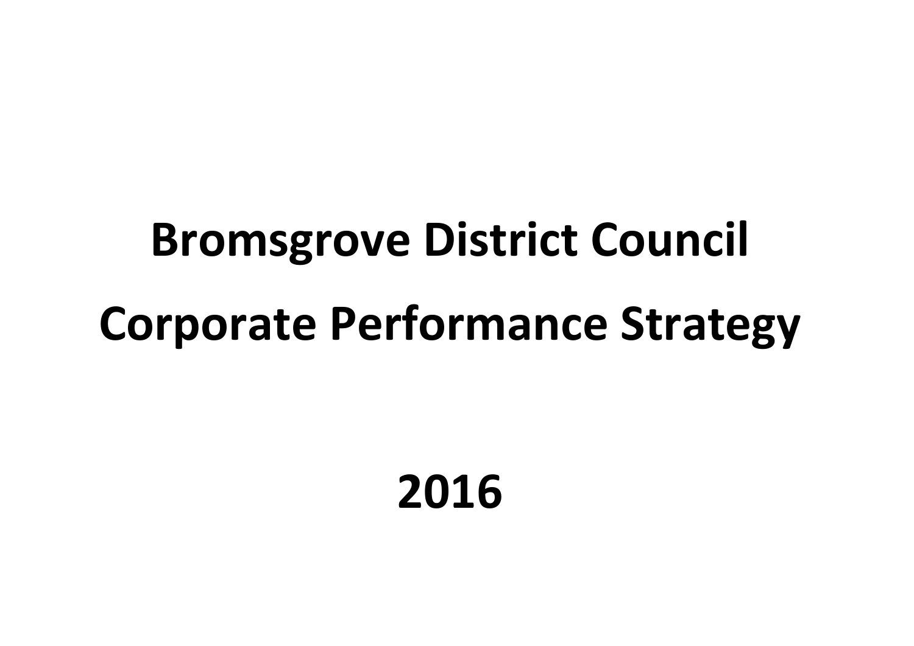# Bromsgrove District Council

# Corporate Performance Strategy

# 2016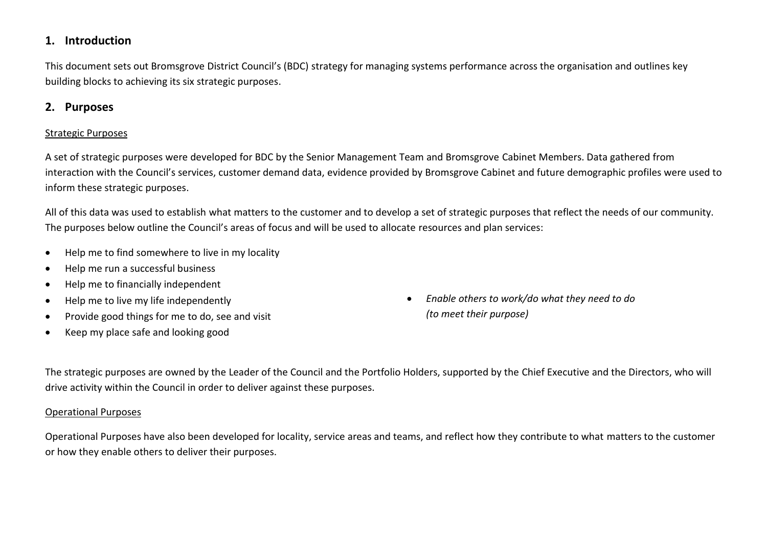## 1. Introduction

This document sets out Bromsgrove District Council's (BDC) strategy for managing systems performance across the organisation and outlines key building blocks to achieving its six strategic purposes.

## 2. Purposes

Strategic Purposes

A set of strategic purposes were developed for BDC by the Senior Management Team and Bromsgrove Cabinet Members. Data gathered from interaction with the Council's services, customer demand data, evidence provided by Bromsgrove Cabinet and future demographic profiles were used to inform these strategic purposes.

All of this data was used to establish what matters to the customer and to develop a set of strategic purposes that reflect the needs of our community. The purposes below outline the Council's areas of focus and will be used to allocate resources and plan services:

- Help me to find somewhere to live in my locality
- Help me run a successful business
- Help me to financially independent
- Help me to live my life independently
- Provide good things for me to do, see and visit
- Keep my place safe and looking good

- *Enable others to work/do what they need to do (to meet their purpose)*

The strategic purposes are owned by the Leader of the Council and the Portfolio Holders, supported by the Chief Executive and the Directors, who will drive activity within the Council in order to deliver against these purposes.

Operational Purposes

Operational Purposes have also been developed for locality, service areas and teams, and reflect how they contribute to what matters to the customer or how they enable others to deliver their purposes.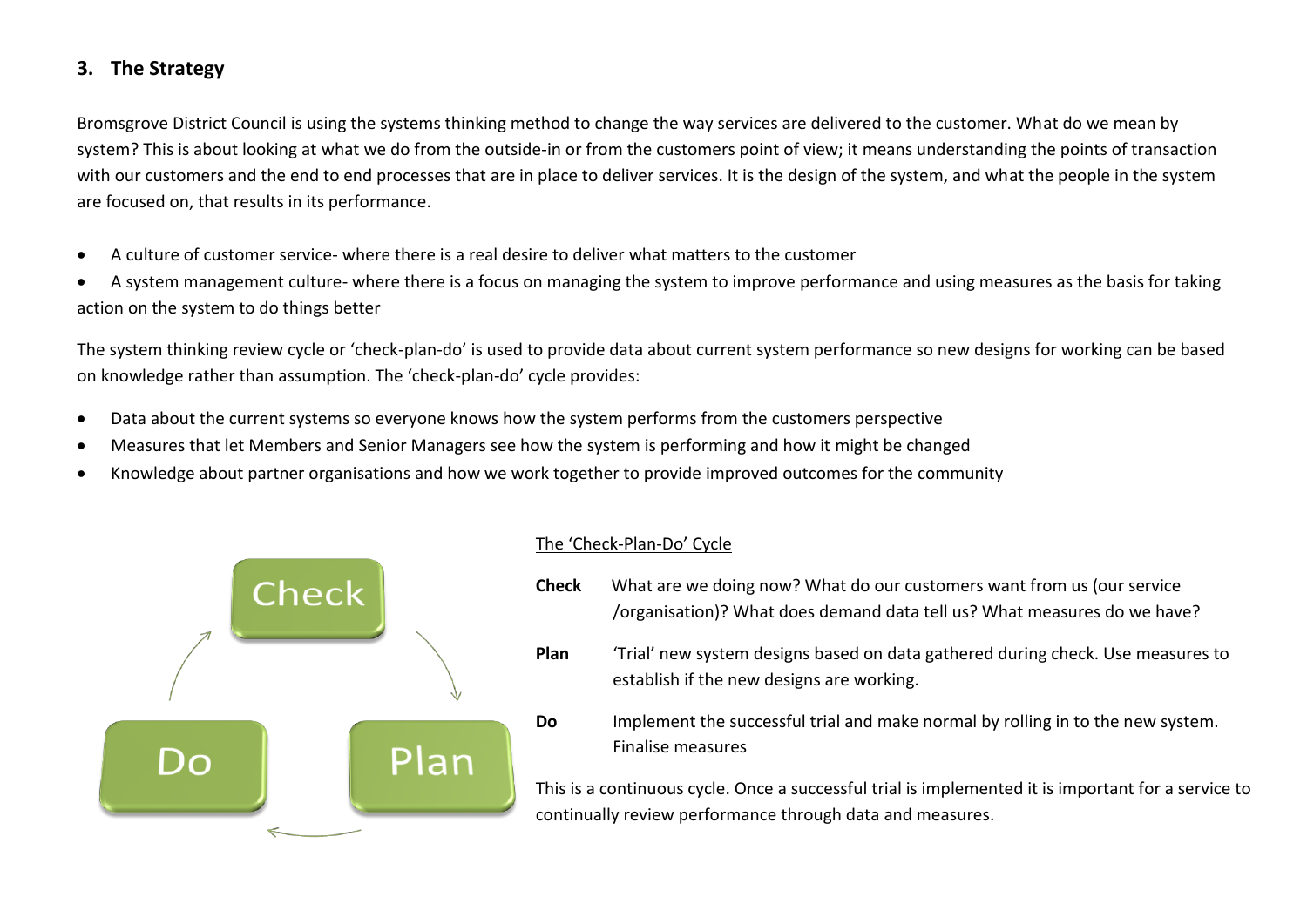## 3. The Strategy

Bromsgrove District Council is using the systems thinking method to change the way services are delivered to the customer. What do we mean by system? This is about looking at what we do from the outside-in or from the customers point of view; it means understanding the points of transaction with our customers and the end to end processes that are in place to deliver services. It is the design of the system, and what the people in the system are focused on, that results in its performance.

- A culture of customer service- where there is a real desire to deliver what matters to the customer
- A system management culture- where there is a focus on managing the system to improve performance and using measures as the basis for taking action on the system to do things better

The system thinking review cycle or 'check-plan-do' is used to provide data about current system performance so new designs for working can be based on knowledge rather than assumption. The 'check-plan-do' cycle provides:

- Data about the current systems so everyone knows how the system performs from the customers perspective
- Measures that let Members and Senior Managers see how the system is performing and how it might be changed
- Knowledge about partner organisations and how we work together to provide improved outcomes for the community

Check → Plan → Do

The 'Check-Plan-Do' Cycle

**Check** What are we doing now? What do our customers want from us (our service /organisation)? What does demand data tell us? What measures do we have?

**Plan** 'Trial' new system designs based on data gathered during check. Use measures to establish if the new designs are working.

**Do** Implement the successful trial and make normal by rolling in to the new system. Finalise measures

This is a continuous cycle. Once a successful trial is implemented it is important for a service to continually review performance through data and measures.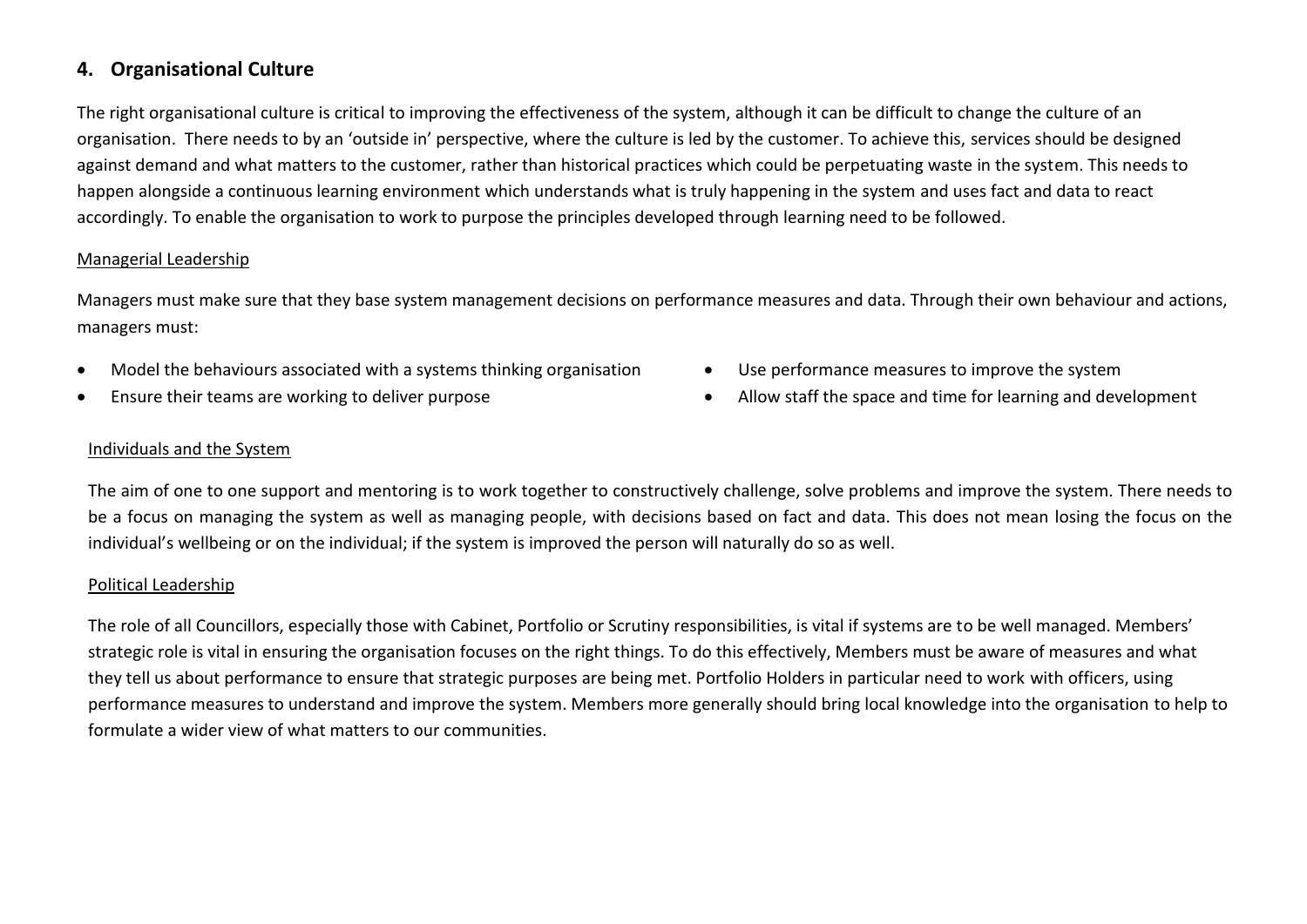## 4. Organisational Culture

The right organisational culture is critical to improving the effectiveness of the system, although it can be difficult to change the culture of an organisation. There needs to by an 'outside in' perspective, where the culture is led by the customer. To achieve this, services should be designed against demand and what matters to the customer, rather than historical practices which could be perpetuating waste in the system. This needs to happen alongside a continuous learning environment which understands what is truly happening in the system and uses fact and data to react accordingly. To enable the organisation to work to purpose the principles developed through learning need to be followed.

Managerial Leadership

Managers must make sure that they base system management decisions on performance measures and data. Through their own behaviour and actions, managers must:

- Model the behaviours associated with a systems thinking organisation
- Ensure their teams are working to deliver purpose
- Use performance measures to improve the system
- Allow staff the space and time for learning and development

Individuals and the System

The aim of one to one support and mentoring is to work together to constructively challenge, solve problems and improve the system. There needs to be a focus on managing the system as well as managing people, with decisions based on fact and data. This does not mean losing the focus on the individual's wellbeing or on the individual; if the system is improved the person will naturally do so as well.

Political Leadership

The role of all Councillors, especially those with Cabinet, Portfolio or Scrutiny responsibilities, is vital if systems are to be well managed. Members' strategic role is vital in ensuring the organisation focuses on the right things. To do this effectively, Members must be aware of measures and what they tell us about performance to ensure that strategic purposes are being met. Portfolio Holders in particular need to work with officers, using performance measures to understand and improve the system. Members more generally should bring local knowledge into the organisation to help to formulate a wider view of what matters to our communities.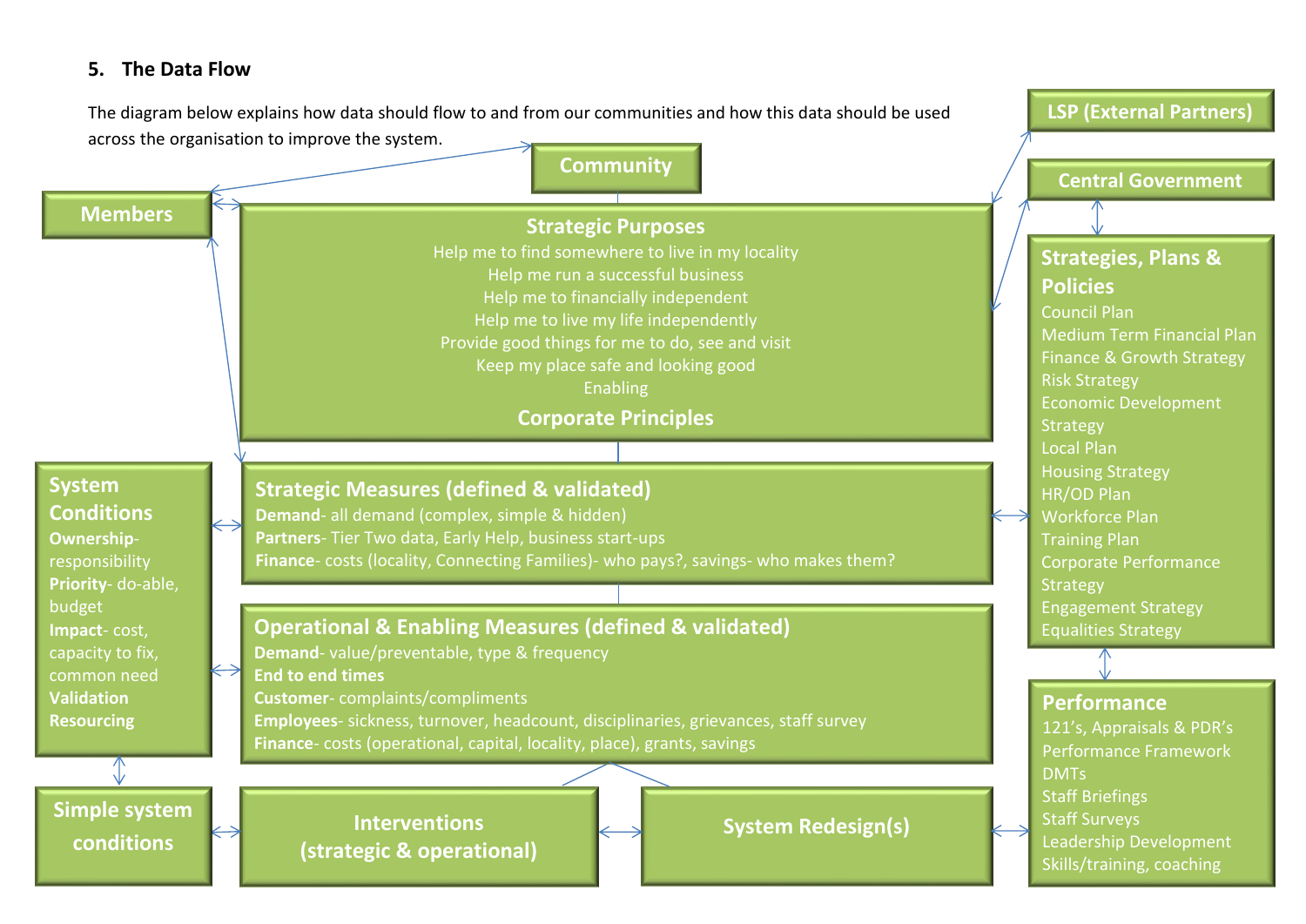## 5. The Data Flow

The diagram below explains how data should flow to and from our communities and how this data should be used across the organisation to improve the system.

**LSP (External Partners)**

**Community**

**Central Government**

**Members**

**Strategic Purposes**

Help me to find somewhere to live in my locality
Help me run a successful business
Help me to financially independent
Help me to live my life independently
Provide good things for me to do, see and visit
Keep my place safe and looking good
Enabling

**Corporate Principles**

**Strategies, Plans & Policies**

- Council Plan
- Medium Term Financial Plan
- Finance & Growth Strategy
- Risk Strategy
- Economic Development Strategy
- Local Plan
- Housing Strategy
- HR/OD Plan
- Workforce Plan
- Training Plan
- Corporate Performance Strategy
- Engagement Strategy
- Equalities Strategy

**System Conditions**

- **Ownership**- responsibility
- **Priority**- do-able, budget
- **Impact**- cost, capacity to fix, common need
- **Validation**
- **Resourcing**

**Strategic Measures (defined & validated)**

- **Demand**- all demand (complex, simple & hidden)
- **Partners**- Tier Two data, Early Help, business start-ups
- **Finance**- costs (locality, Connecting Families)- who pays?, savings- who makes them?

**Operational & Enabling Measures (defined & validated)**

- **Demand**- value/preventable, type & frequency
- **End to end times**
- **Customer**- complaints/compliments
- **Employees**- sickness, turnover, headcount, disciplinaries, grievances, staff survey
- **Finance**- costs (operational, capital, locality, place), grants, savings

**Performance**

- 121's, Appraisals & PDR's
- Performance Framework
- DMTs
- Staff Briefings
- Staff Surveys
- Leadership Development
- Skills/training, coaching

**Simple system conditions**

**Interventions (strategic & operational)**

**System Redesign(s)**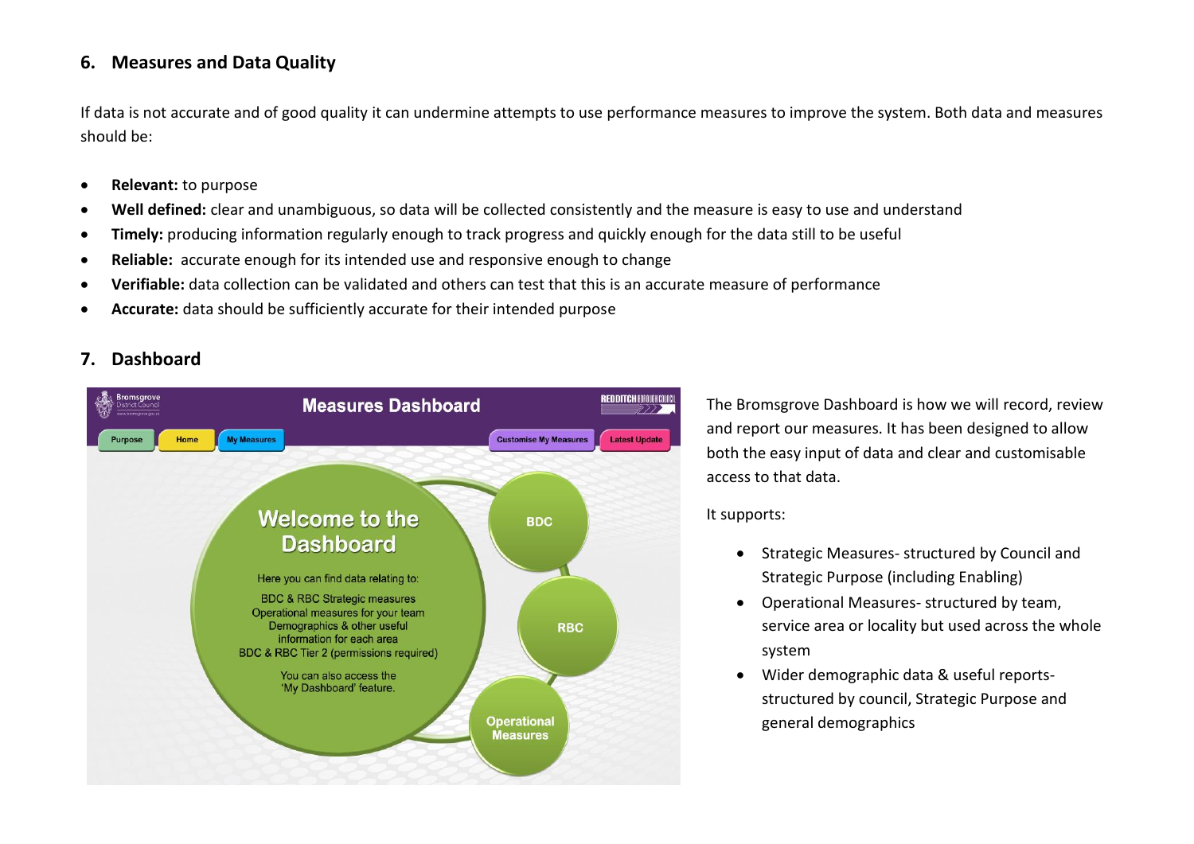## 6. Measures and Data Quality

If data is not accurate and of good quality it can undermine attempts to use performance measures to improve the system. Both data and measures should be:

- **Relevant:** to purpose
- **Well defined:** clear and unambiguous, so data will be collected consistently and the measure is easy to use and understand
- **Timely:** producing information regularly enough to track progress and quickly enough for the data still to be useful
- **Reliable:** accurate enough for its intended use and responsive enough to change
- **Verifiable:** data collection can be validated and others can test that this is an accurate measure of performance
- **Accurate:** data should be sufficiently accurate for their intended purpose

## 7. Dashboard

The Bromsgrove Dashboard is how we will record, review and report our measures. It has been designed to allow both the easy input of data and clear and customisable access to that data.

It supports:

- Strategic Measures- structured by Council and Strategic Purpose (including Enabling)
- Operational Measures- structured by team, service area or locality but used across the whole system
- Wider demographic data & useful reports- structured by council, Strategic Purpose and general demographics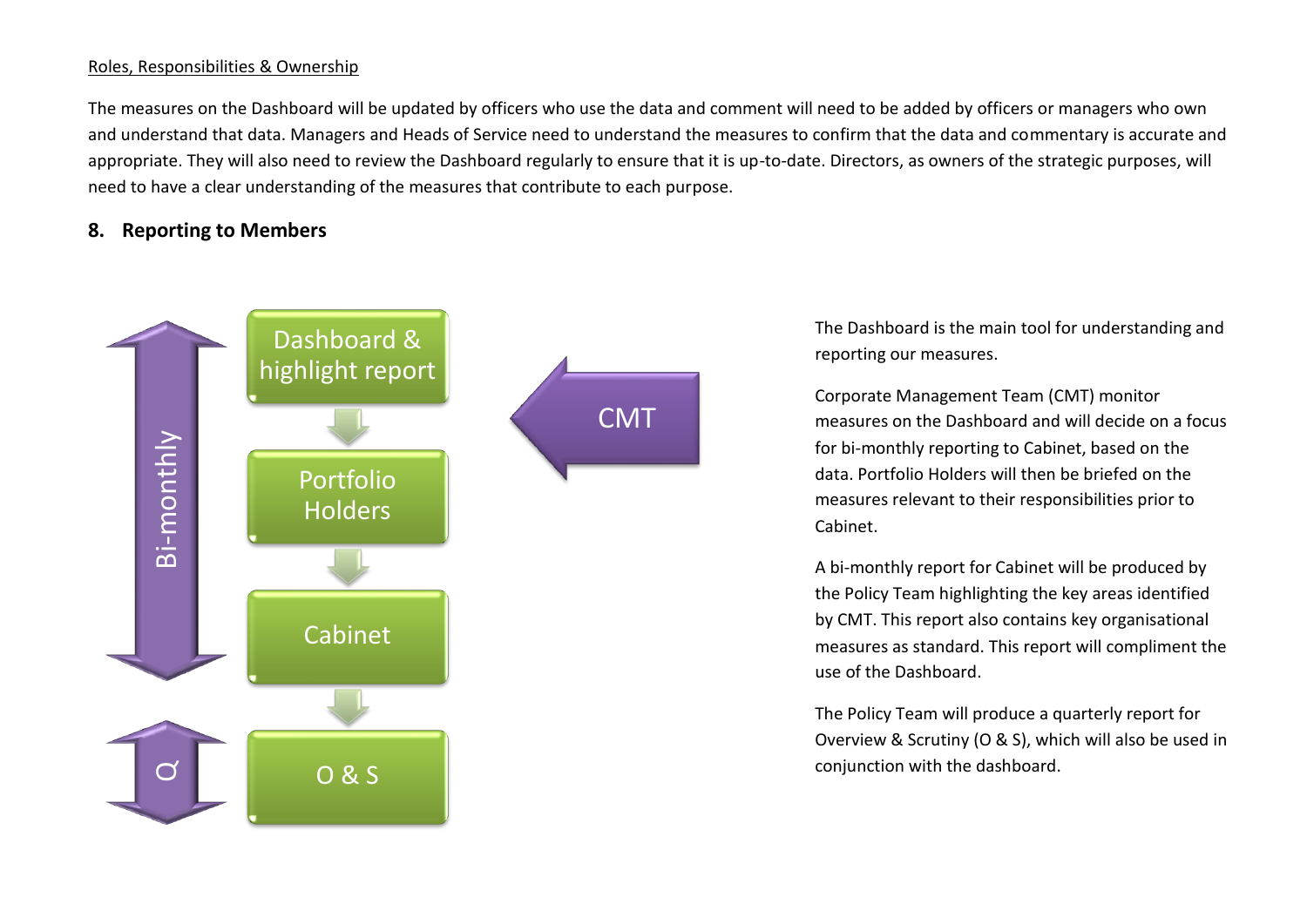Roles, Responsibilities & Ownership

The measures on the Dashboard will be updated by officers who use the data and comment will need to be added by officers or managers who own and understand that data. Managers and Heads of Service need to understand the measures to confirm that the data and commentary is accurate and appropriate. They will also need to review the Dashboard regularly to ensure that it is up-to-date. Directors, as owners of the strategic purposes, will need to have a clear understanding of the measures that contribute to each purpose.

## 8. Reporting to Members

Bi-monthly

Dashboard & highlight report

Portfolio Holders

Cabinet

Q

O & S

CMT

The Dashboard is the main tool for understanding and reporting our measures.

Corporate Management Team (CMT) monitor measures on the Dashboard and will decide on a focus for bi-monthly reporting to Cabinet, based on the data. Portfolio Holders will then be briefed on the measures relevant to their responsibilities prior to Cabinet.

A bi-monthly report for Cabinet will be produced by the Policy Team highlighting the key areas identified by CMT. This report also contains key organisational measures as standard. This report will compliment the use of the Dashboard.

The Policy Team will produce a quarterly report for Overview & Scrutiny (O & S), which will also be used in conjunction with the dashboard.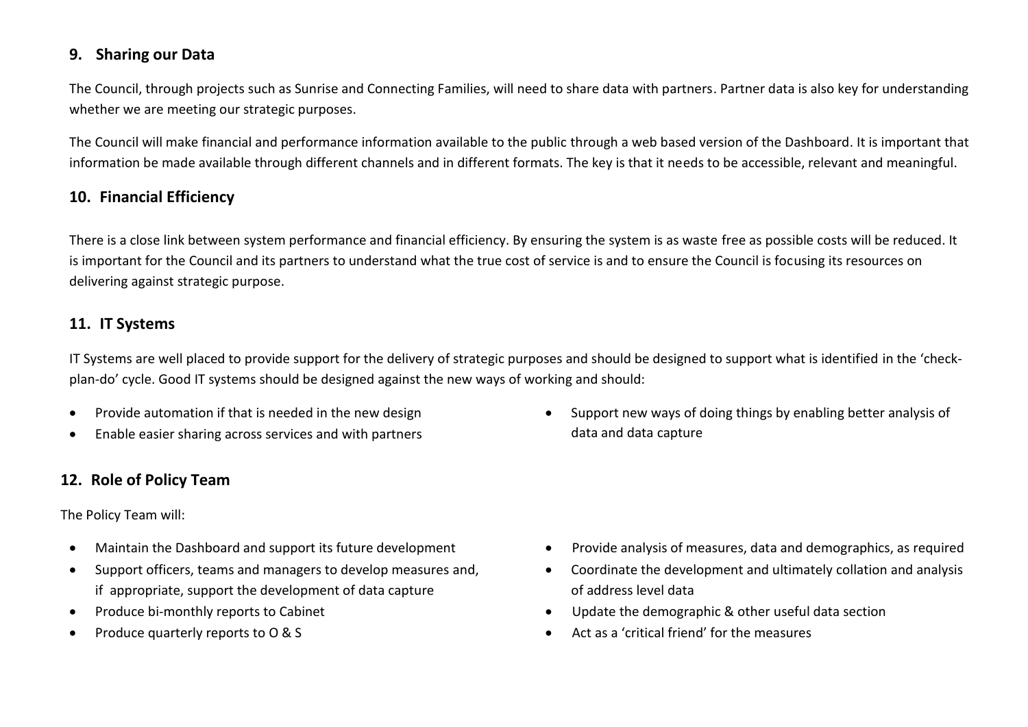## 9. Sharing our Data

The Council, through projects such as Sunrise and Connecting Families, will need to share data with partners. Partner data is also key for understanding whether we are meeting our strategic purposes.

The Council will make financial and performance information available to the public through a web based version of the Dashboard. It is important that information be made available through different channels and in different formats. The key is that it needs to be accessible, relevant and meaningful.

## 10. Financial Efficiency

There is a close link between system performance and financial efficiency. By ensuring the system is as waste free as possible costs will be reduced. It is important for the Council and its partners to understand what the true cost of service is and to ensure the Council is focusing its resources on delivering against strategic purpose.

## 11. IT Systems

IT Systems are well placed to provide support for the delivery of strategic purposes and should be designed to support what is identified in the 'check-plan-do' cycle. Good IT systems should be designed against the new ways of working and should:

- Provide automation if that is needed in the new design
- Enable easier sharing across services and with partners
- Support new ways of doing things by enabling better analysis of data and data capture

## 12. Role of Policy Team

The Policy Team will:

- Maintain the Dashboard and support its future development
- Support officers, teams and managers to develop measures and, if appropriate, support the development of data capture
- Produce bi-monthly reports to Cabinet
- Produce quarterly reports to O & S
- Provide analysis of measures, data and demographics, as required
- Coordinate the development and ultimately collation and analysis of address level data
- Update the demographic & other useful data section
- Act as a 'critical friend' for the measures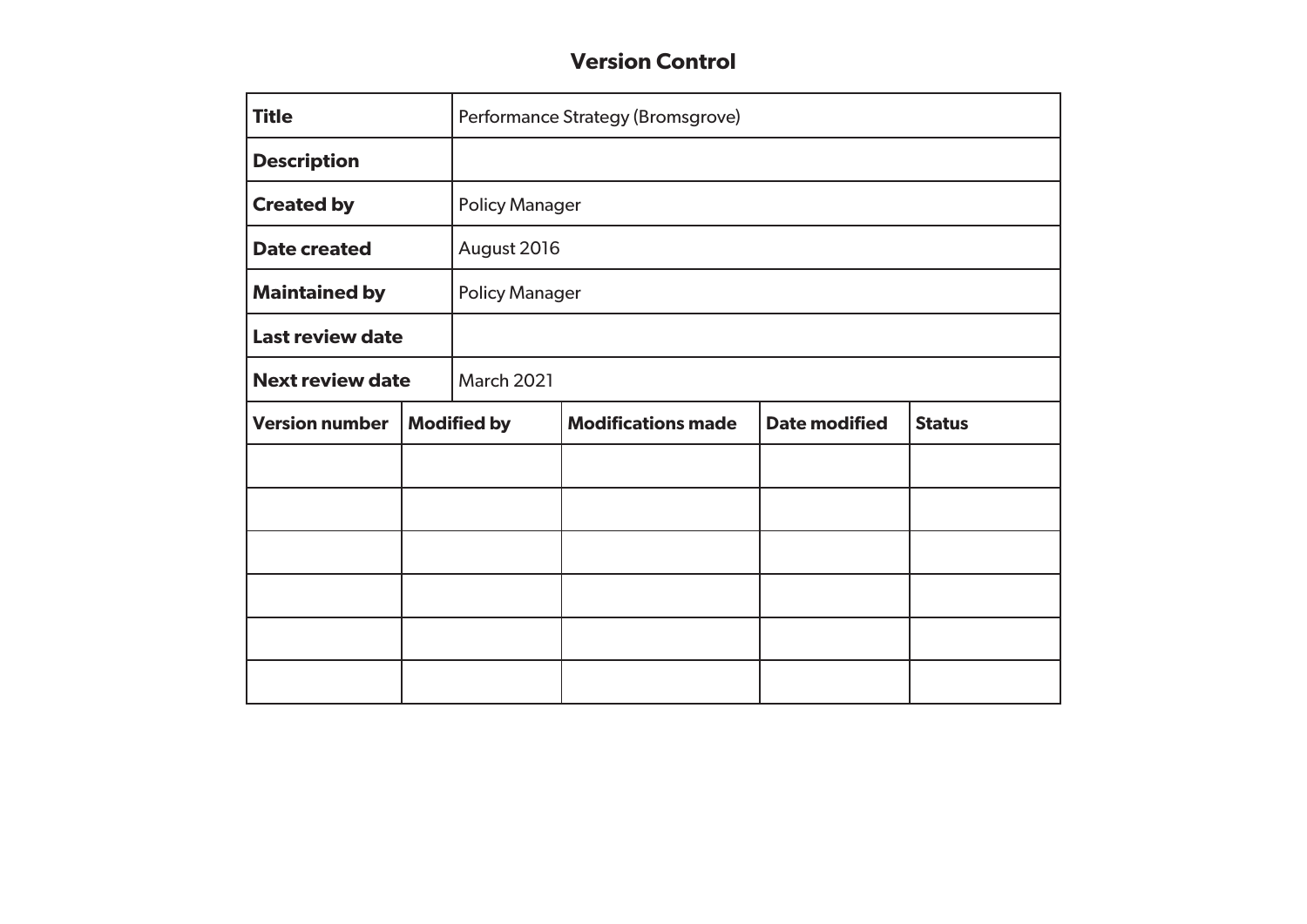## Version Control

| | |
|---|---|
| **Title** | Performance Strategy (Bromsgrove) |
| **Description** | |
| **Created by** | Policy Manager |
| **Date created** | August 2016 |
| **Maintained by** | Policy Manager |
| **Last review date** | |
| **Next review date** | March 2021 |

| Version number | Modified by | Modifications made | Date modified | Status |
|---|---|---|---|---|
| | | | | |
| | | | | |
| | | | | |
| | | | | |
| | | | | |
| | | | | |